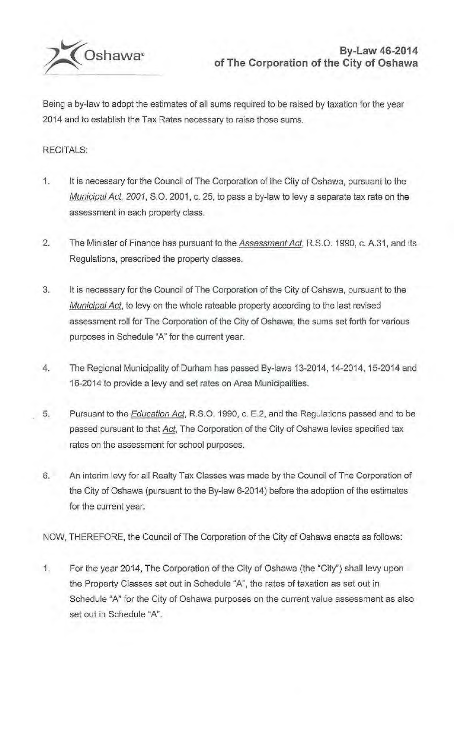Oshawa®

# By-Law 46-2014
## of The Corporation of the City of Oshawa

Being a by-law to adopt the estimates of all sums required to be raised by taxation for the year 2014 and to establish the Tax Rates necessary to raise those sums.

RECITALS:

1. It is necessary for the Council of The Corporation of the City of Oshawa, pursuant to the *Municipal Act, 2001*, S.O. 2001, c. 25, to pass a by-law to levy a separate tax rate on the assessment in each property class.

2. The Minister of Finance has pursuant to the *Assessment Act*, R.S.O. 1990, c. A.31, and its Regulations, prescribed the property classes.

3. It is necessary for the Council of The Corporation of the City of Oshawa, pursuant to the *Municipal Act*, to levy on the whole rateable property according to the last revised assessment roll for The Corporation of the City of Oshawa, the sums set forth for various purposes in Schedule "A" for the current year.

4. The Regional Municipality of Durham has passed By-laws 13-2014, 14-2014, 15-2014 and 16-2014 to provide a levy and set rates on Area Municipalities.

5. Pursuant to the *Education Act*, R.S.O. 1990, c. E.2, and the Regulations passed and to be passed pursuant to that *Act*, The Corporation of the City of Oshawa levies specified tax rates on the assessment for school purposes.

6. An interim levy for all Realty Tax Classes was made by the Council of The Corporation of the City of Oshawa (pursuant to the By-law 6-2014) before the adoption of the estimates for the current year.

NOW, THEREFORE, the Council of The Corporation of the City of Oshawa enacts as follows:

1. For the year 2014, The Corporation of the City of Oshawa (the "City") shall levy upon the Property Classes set out in Schedule "A", the rates of taxation as set out in Schedule "A" for the City of Oshawa purposes on the current value assessment as also set out in Schedule "A".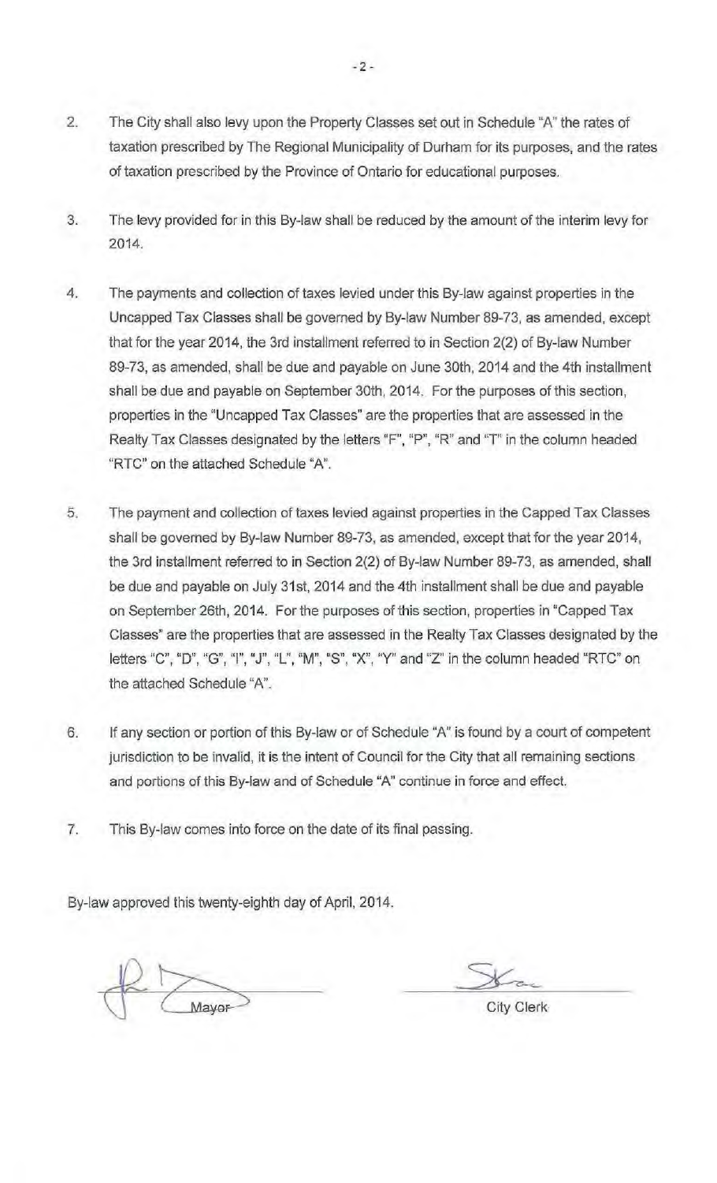2. The City shall also levy upon the Property Classes set out in Schedule "A" the rates of taxation prescribed by The Regional Municipality of Durham for its purposes, and the rates of taxation prescribed by the Province of Ontario for educational purposes.

3. The levy provided for in this By-law shall be reduced by the amount of the interim levy for 2014.

4. The payments and collection of taxes levied under this By-law against properties in the Uncapped Tax Classes shall be governed by By-law Number 89-73, as amended, except that for the year 2014, the 3rd installment referred to in Section 2(2) of By-law Number 89-73, as amended, shall be due and payable on June 30th, 2014 and the 4th installment shall be due and payable on September 30th, 2014. For the purposes of this section, properties in the "Uncapped Tax Classes" are the properties that are assessed in the Realty Tax Classes designated by the letters "F", "P", "R" and "T" in the column headed "RTC" on the attached Schedule "A".

5. The payment and collection of taxes levied against properties in the Capped Tax Classes shall be governed by By-law Number 89-73, as amended, except that for the year 2014, the 3rd installment referred to in Section 2(2) of By-law Number 89-73, as amended, shall be due and payable on July 31st, 2014 and the 4th installment shall be due and payable on September 26th, 2014. For the purposes of this section, properties in "Capped Tax Classes" are the properties that are assessed in the Realty Tax Classes designated by the letters "C", "D", "G", "I", "J", "L", "M", "S", "X", "Y" and "Z" in the column headed "RTC" on the attached Schedule "A".

6. If any section or portion of this By-law or of Schedule "A" is found by a court of competent jurisdiction to be invalid, it is the intent of Council for the City that all remaining sections and portions of this By-law and of Schedule "A" continue in force and effect.

7. This By-law comes into force on the date of its final passing.

By-law approved this twenty-eighth day of April, 2014.

Mayor

City Clerk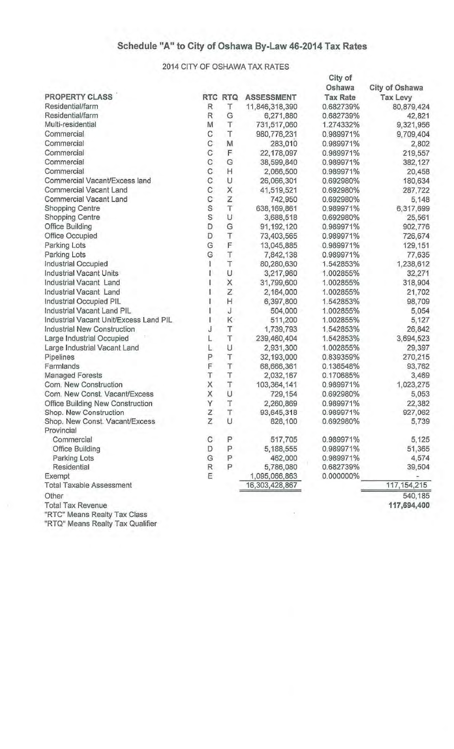## Schedule "A" to City of Oshawa By-Law 46-2014 Tax Rates

2014 CITY OF OSHAWA TAX RATES

| PROPERTY CLASS | RTC | RTQ | ASSESSMENT | City of Oshawa Tax Rate | City of Oshawa Tax Levy |
|---|---|---|---|---|---|
| Residential/farm | R | T | 11,846,318,390 | 0.682739% | 80,879,424 |
| Residential/farm | R | G | 6,271,880 | 0.682739% | 42,821 |
| Multi-residential | M | T | 731,517,060 | 1.274332% | 9,321,956 |
| Commercial | C | T | 980,776,231 | 0.989971% | 9,709,404 |
| Commercial | C | M | 283,010 | 0.989971% | 2,802 |
| Commercial | C | F | 22,178,097 | 0.989971% | 219,557 |
| Commercial | C | G | 38,599,840 | 0.989971% | 382,127 |
| Commercial | C | H | 2,066,500 | 0.989971% | 20,458 |
| Commercial Vacant/Excess land | C | U | 26,066,301 | 0.692980% | 180,634 |
| Commercial Vacant Land | C | X | 41,519,521 | 0.692980% | 287,722 |
| Commercial Vacant Land | C | Z | 742,950 | 0.692980% | 5,148 |
| Shopping Centre | S | T | 638,169,861 | 0.989971% | 6,317,699 |
| Shopping Centre | S | U | 3,688,518 | 0.692980% | 25,561 |
| Office Building | D | G | 91,192,120 | 0.989971% | 902,776 |
| Office Occupied | D | T | 73,403,565 | 0.989971% | 726,674 |
| Parking Lots | G | F | 13,045,885 | 0.989971% | 129,151 |
| Parking Lots | G | T | 7,842,138 | 0.989971% | 77,635 |
| Industrial Occupied | I | T | 80,280,630 | 1.542853% | 1,238,612 |
| Industrial Vacant Units | I | U | 3,217,960 | 1.002855% | 32,271 |
| Industrial Vacant Land | I | X | 31,799,600 | 1.002855% | 318,904 |
| Industrial Vacant Land | I | Z | 2,164,000 | 1.002855% | 21,702 |
| Industrial Occupied PIL | I | H | 6,397,800 | 1.542853% | 98,709 |
| Industrial Vacant Land PIL | I | J | 504,000 | 1.002855% | 5,054 |
| Industrial Vacant Unit/Excess Land PIL | I | K | 511,200 | 1.002855% | 5,127 |
| Industrial New Construction | J | T | 1,739,793 | 1.542853% | 26,842 |
| Large Industrial Occupied | L | T | 239,460,404 | 1.542853% | 3,694,523 |
| Large Industrial Vacant Land | L | U | 2,931,300 | 1.002855% | 29,397 |
| Pipelines | P | T | 32,193,000 | 0.839359% | 270,215 |
| Farmlands | F | T | 68,666,361 | 0.136548% | 93,762 |
| Managed Forests | T | T | 2,032,167 | 0.170685% | 3,469 |
| Com. New Construction | X | T | 103,364,141 | 0.989971% | 1,023,275 |
| Com. New Const. Vacant/Excess | X | U | 729,154 | 0.692980% | 5,053 |
| Office Building New Construction | Y | T | 2,260,869 | 0.989971% | 22,382 |
| Shop. New Construction | Z | T | 93,645,318 | 0.989971% | 927,062 |
| Shop. New Const. Vacant/Excess | Z | U | 828,100 | 0.692980% | 5,739 |
| Provincial | | | | | |
| Commercial | C | P | 517,705 | 0.989971% | 5,125 |
| Office Building | D | P | 5,188,555 | 0.989971% | 51,365 |
| Parking Lots | G | P | 462,000 | 0.989971% | 4,574 |
| Residential | R | P | 5,786,080 | 0.682739% | 39,504 |
| Exempt | E | | 1,095,066,863 | 0.000000% | - |
| Total Taxable Assessment | | | 16,303,428,867 | | 117,154,215 |
| Other | | | | | 540,185 |
| Total Tax Revenue | | | | | **117,694,400** |

"RTC" Means Realty Tax Class
"RTQ" Means Realty Tax Qualifier